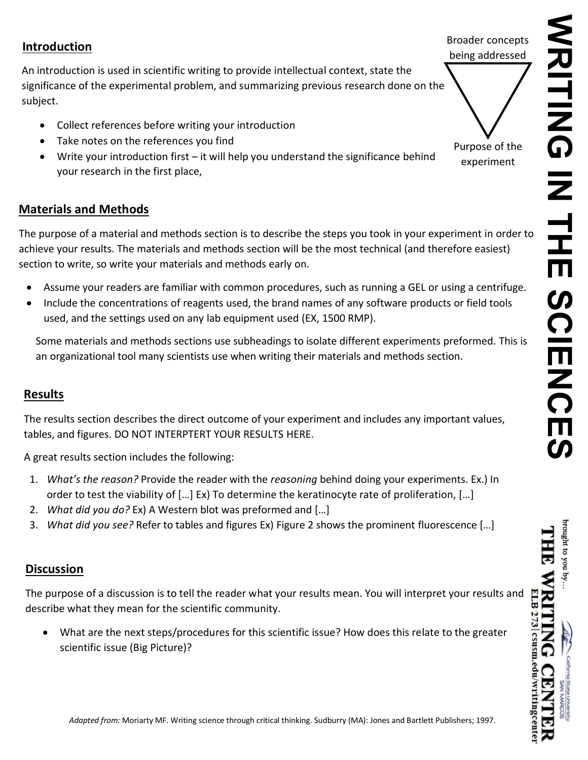# WRITING IN THE SCIENCES

## Introduction

An introduction is used in scientific writing to provide intellectual context, state the significance of the experimental problem, and summarizing previous research done on the subject.

- Collect references before writing your introduction
- Take notes on the references you find
- Write your introduction first – it will help you understand the significance behind your research in the first place,

Broader concepts being addressed

Purpose of the experiment

## Materials and Methods

The purpose of a material and methods section is to describe the steps you took in your experiment in order to achieve your results. The materials and methods section will be the most technical (and therefore easiest) section to write, so write your materials and methods early on.

- Assume your readers are familiar with common procedures, such as running a GEL or using a centrifuge.
- Include the concentrations of reagents used, the brand names of any software products or field tools used, and the settings used on any lab equipment used (EX, 1500 RMP).

Some materials and methods sections use subheadings to isolate different experiments preformed. This is an organizational tool many scientists use when writing their materials and methods section.

## Results

The results section describes the direct outcome of your experiment and includes any important values, tables, and figures. DO NOT INTERPTERT YOUR RESULTS HERE.

A great results section includes the following:

1. *What's the reason?* Provide the reader with the *reasoning* behind doing your experiments. Ex.) In order to test the viability of […] Ex) To determine the keratinocyte rate of proliferation, […]
2. *What did you do?* Ex) A Western blot was preformed and […]
3. *What did you see?* Refer to tables and figures Ex) Figure 2 shows the prominent fluorescence […]

## Discussion

The purpose of a discussion is to tell the reader what your results mean. You will interpret your results and describe what they mean for the scientific community.

- What are the next steps/procedures for this scientific issue? How does this relate to the greater scientific issue (Big Picture)?

*Adapted from:* Moriarty MF. Writing science through critical thinking. Sudburry (MA): Jones and Bartlett Publishers; 1997.

brought to you by… THE WRITING CENTER
California State University San Marcos
ELB 273 | csusm.edu/writingcenter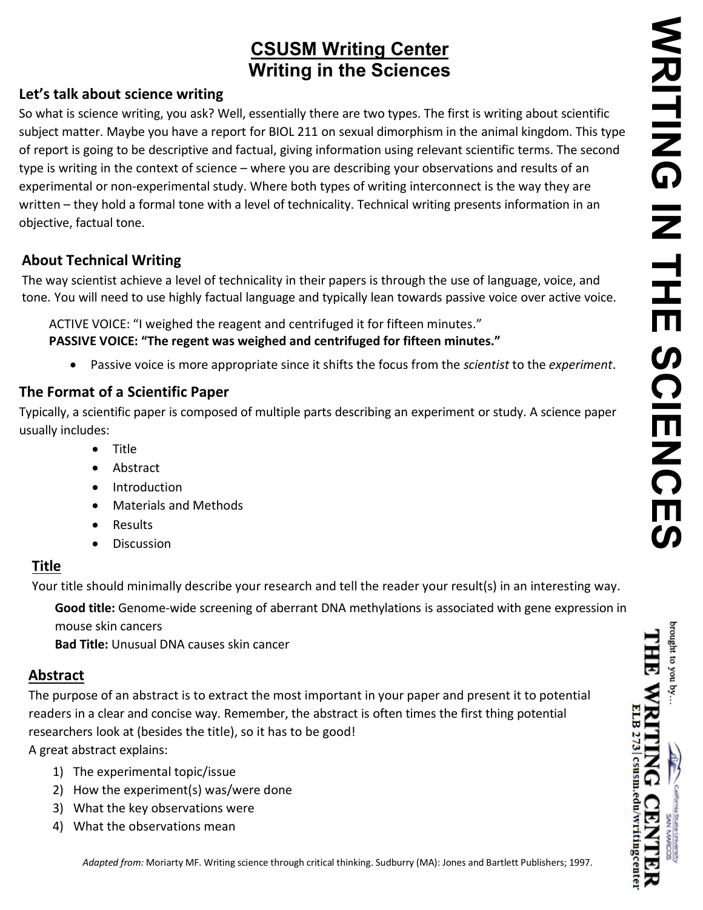# CSUSM Writing Center
## Writing in the Sciences

### Let's talk about science writing

So what is science writing, you ask? Well, essentially there are two types. The first is writing about scientific subject matter. Maybe you have a report for BIOL 211 on sexual dimorphism in the animal kingdom. This type of report is going to be descriptive and factual, giving information using relevant scientific terms. The second type is writing in the context of science – where you are describing your observations and results of an experimental or non-experimental study. Where both types of writing interconnect is the way they are written – they hold a formal tone with a level of technicality. Technical writing presents information in an objective, factual tone.

### About Technical Writing

The way scientist achieve a level of technicality in their papers is through the use of language, voice, and tone. You will need to use highly factual language and typically lean towards passive voice over active voice.

ACTIVE VOICE: "I weighed the reagent and centrifuged it for fifteen minutes."
**PASSIVE VOICE: "The regent was weighed and centrifuged for fifteen minutes."**

- Passive voice is more appropriate since it shifts the focus from the *scientist* to the *experiment*.

### The Format of a Scientific Paper

Typically, a scientific paper is composed of multiple parts describing an experiment or study. A science paper usually includes:

- Title
- Abstract
- Introduction
- Materials and Methods
- Results
- Discussion

### Title

Your title should minimally describe your research and tell the reader your result(s) in an interesting way.

**Good title:** Genome-wide screening of aberrant DNA methylations is associated with gene expression in mouse skin cancers
**Bad Title:** Unusual DNA causes skin cancer

### Abstract

The purpose of an abstract is to extract the most important in your paper and present it to potential readers in a clear and concise way. Remember, the abstract is often times the first thing potential researchers look at (besides the title), so it has to be good!
A great abstract explains:

1) The experimental topic/issue
2) How the experiment(s) was/were done
3) What the key observations were
4) What the observations mean

*Adapted from:* Moriarty MF. Writing science through critical thinking. Sudburry (MA): Jones and Bartlett Publishers; 1997.

WRITING IN THE SCIENCES

brought to you by... THE WRITING CENTER
ELB 273 | csusm.edu/writingcenter